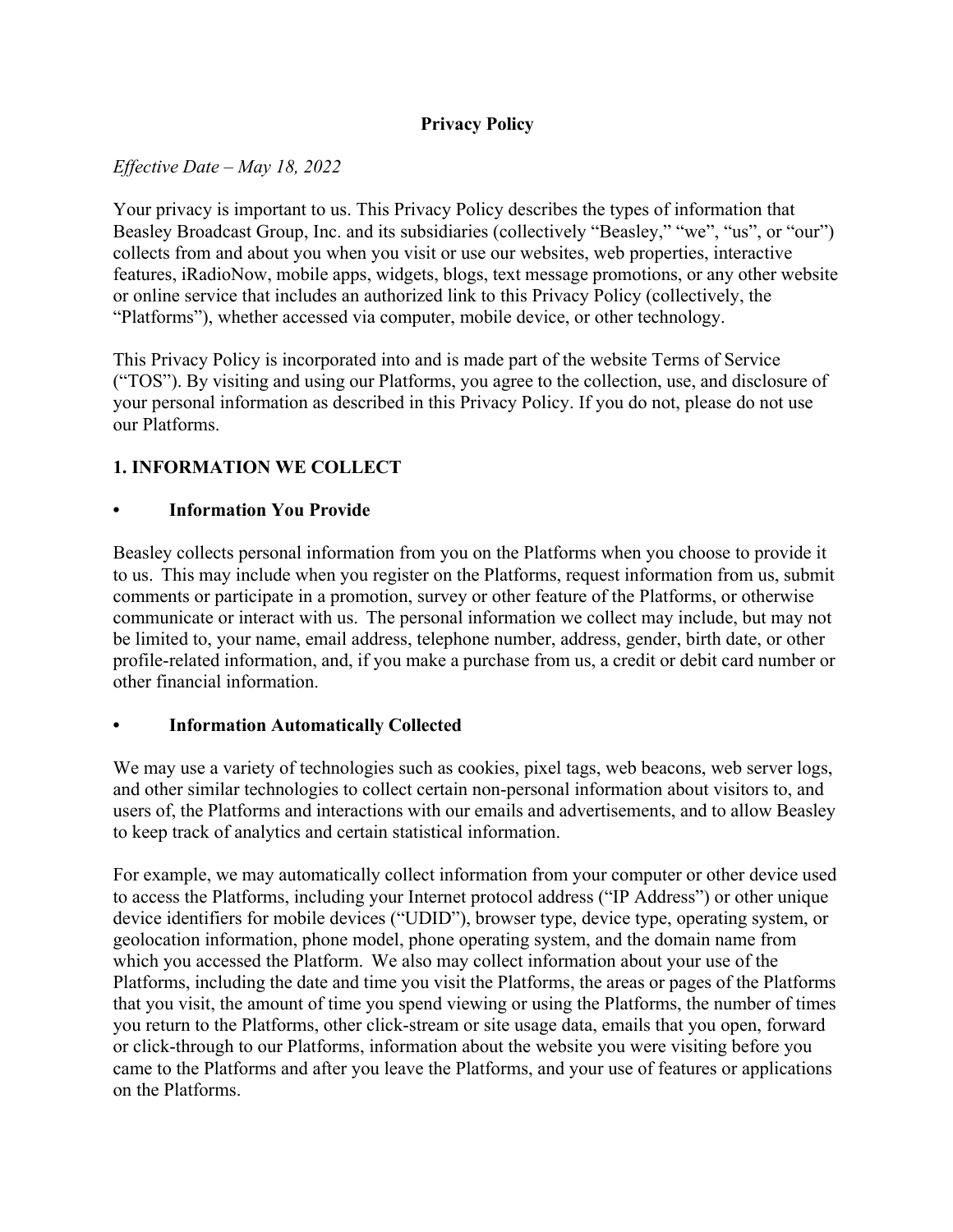# Privacy Policy

*Effective Date – May 18, 2022*

Your privacy is important to us. This Privacy Policy describes the types of information that Beasley Broadcast Group, Inc. and its subsidiaries (collectively "Beasley," "we", "us", or "our") collects from and about you when you visit or use our websites, web properties, interactive features, iRadioNow, mobile apps, widgets, blogs, text message promotions, or any other website or online service that includes an authorized link to this Privacy Policy (collectively, the "Platforms"), whether accessed via computer, mobile device, or other technology.

This Privacy Policy is incorporated into and is made part of the website Terms of Service ("TOS"). By visiting and using our Platforms, you agree to the collection, use, and disclosure of your personal information as described in this Privacy Policy. If you do not, please do not use our Platforms.

## 1. INFORMATION WE COLLECT

- **Information You Provide**

Beasley collects personal information from you on the Platforms when you choose to provide it to us. This may include when you register on the Platforms, request information from us, submit comments or participate in a promotion, survey or other feature of the Platforms, or otherwise communicate or interact with us. The personal information we collect may include, but may not be limited to, your name, email address, telephone number, address, gender, birth date, or other profile-related information, and, if you make a purchase from us, a credit or debit card number or other financial information.

- **Information Automatically Collected**

We may use a variety of technologies such as cookies, pixel tags, web beacons, web server logs, and other similar technologies to collect certain non-personal information about visitors to, and users of, the Platforms and interactions with our emails and advertisements, and to allow Beasley to keep track of analytics and certain statistical information.

For example, we may automatically collect information from your computer or other device used to access the Platforms, including your Internet protocol address ("IP Address") or other unique device identifiers for mobile devices ("UDID"), browser type, device type, operating system, or geolocation information, phone model, phone operating system, and the domain name from which you accessed the Platform. We also may collect information about your use of the Platforms, including the date and time you visit the Platforms, the areas or pages of the Platforms that you visit, the amount of time you spend viewing or using the Platforms, the number of times you return to the Platforms, other click-stream or site usage data, emails that you open, forward or click-through to our Platforms, information about the website you were visiting before you came to the Platforms and after you leave the Platforms, and your use of features or applications on the Platforms.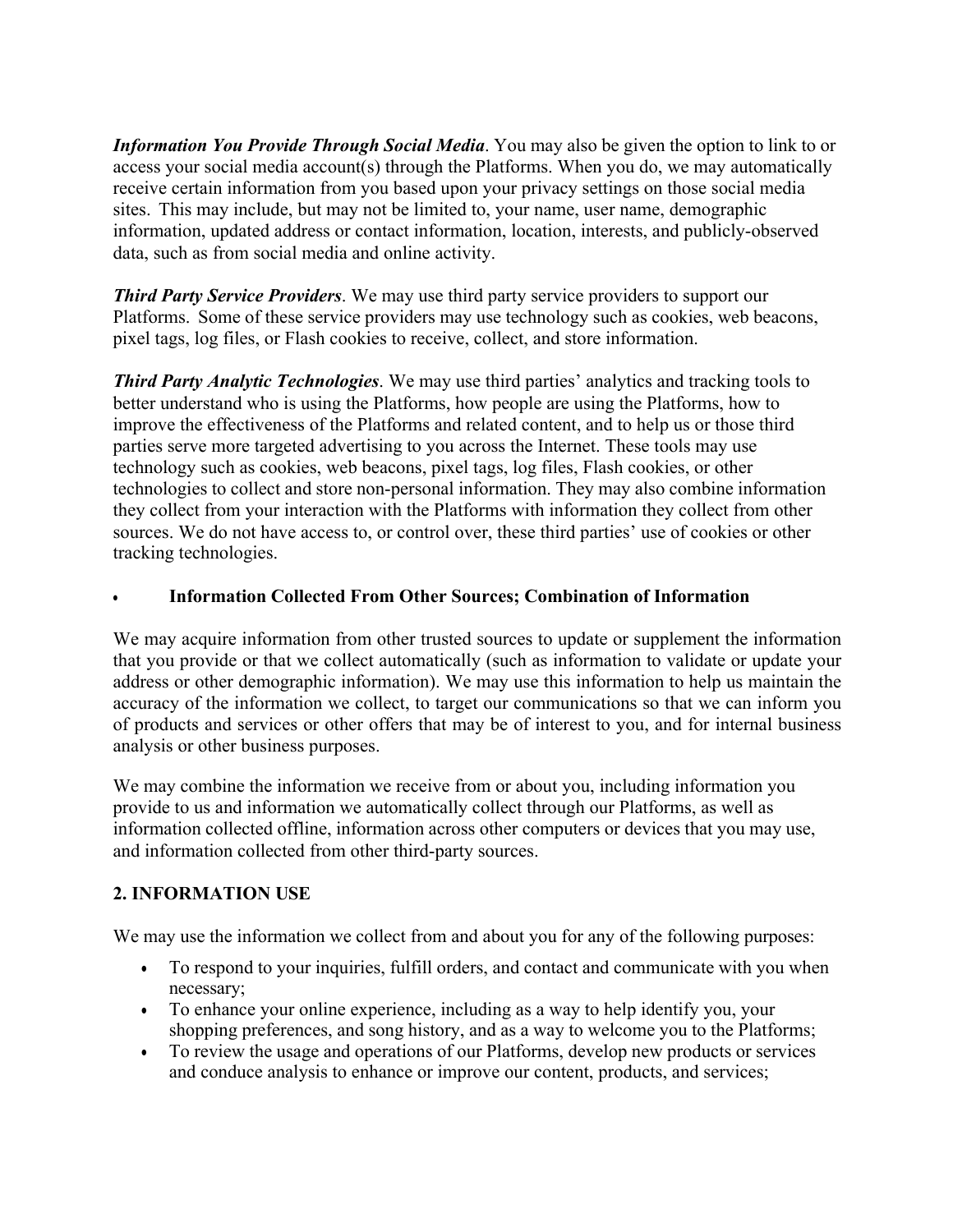***Information You Provide Through Social Media***. You may also be given the option to link to or access your social media account(s) through the Platforms. When you do, we may automatically receive certain information from you based upon your privacy settings on those social media sites. This may include, but may not be limited to, your name, user name, demographic information, updated address or contact information, location, interests, and publicly-observed data, such as from social media and online activity.

***Third Party Service Providers***. We may use third party service providers to support our Platforms. Some of these service providers may use technology such as cookies, web beacons, pixel tags, log files, or Flash cookies to receive, collect, and store information.

***Third Party Analytic Technologies***. We may use third parties' analytics and tracking tools to better understand who is using the Platforms, how people are using the Platforms, how to improve the effectiveness of the Platforms and related content, and to help us or those third parties serve more targeted advertising to you across the Internet. These tools may use technology such as cookies, web beacons, pixel tags, log files, Flash cookies, or other technologies to collect and store non-personal information. They may also combine information they collect from your interaction with the Platforms with information they collect from other sources. We do not have access to, or control over, these third parties' use of cookies or other tracking technologies.

- **Information Collected From Other Sources; Combination of Information**

We may acquire information from other trusted sources to update or supplement the information that you provide or that we collect automatically (such as information to validate or update your address or other demographic information). We may use this information to help us maintain the accuracy of the information we collect, to target our communications so that we can inform you of products and services or other offers that may be of interest to you, and for internal business analysis or other business purposes.

We may combine the information we receive from or about you, including information you provide to us and information we automatically collect through our Platforms, as well as information collected offline, information across other computers or devices that you may use, and information collected from other third-party sources.

## 2. INFORMATION USE

We may use the information we collect from and about you for any of the following purposes:

- To respond to your inquiries, fulfill orders, and contact and communicate with you when necessary;
- To enhance your online experience, including as a way to help identify you, your shopping preferences, and song history, and as a way to welcome you to the Platforms;
- To review the usage and operations of our Platforms, develop new products or services and conduce analysis to enhance or improve our content, products, and services;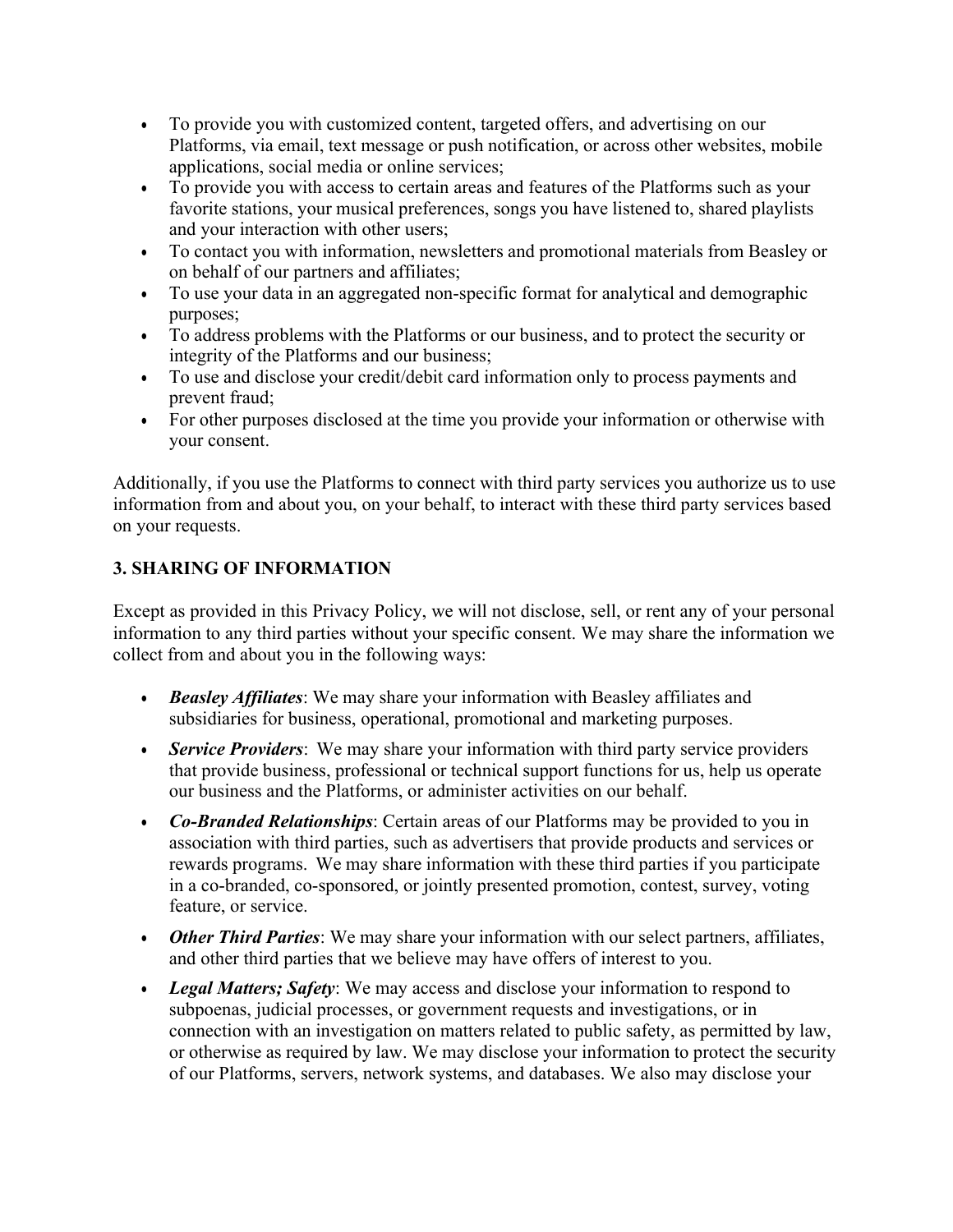- To provide you with customized content, targeted offers, and advertising on our Platforms, via email, text message or push notification, or across other websites, mobile applications, social media or online services;
- To provide you with access to certain areas and features of the Platforms such as your favorite stations, your musical preferences, songs you have listened to, shared playlists and your interaction with other users;
- To contact you with information, newsletters and promotional materials from Beasley or on behalf of our partners and affiliates;
- To use your data in an aggregated non-specific format for analytical and demographic purposes;
- To address problems with the Platforms or our business, and to protect the security or integrity of the Platforms and our business;
- To use and disclose your credit/debit card information only to process payments and prevent fraud;
- For other purposes disclosed at the time you provide your information or otherwise with your consent.

Additionally, if you use the Platforms to connect with third party services you authorize us to use information from and about you, on your behalf, to interact with these third party services based on your requests.

## 3. SHARING OF INFORMATION

Except as provided in this Privacy Policy, we will not disclose, sell, or rent any of your personal information to any third parties without your specific consent. We may share the information we collect from and about you in the following ways:

- ***Beasley Affiliates***: We may share your information with Beasley affiliates and subsidiaries for business, operational, promotional and marketing purposes.
- ***Service Providers***: We may share your information with third party service providers that provide business, professional or technical support functions for us, help us operate our business and the Platforms, or administer activities on our behalf.
- ***Co-Branded Relationships***: Certain areas of our Platforms may be provided to you in association with third parties, such as advertisers that provide products and services or rewards programs. We may share information with these third parties if you participate in a co-branded, co-sponsored, or jointly presented promotion, contest, survey, voting feature, or service.
- ***Other Third Parties***: We may share your information with our select partners, affiliates, and other third parties that we believe may have offers of interest to you.
- ***Legal Matters; Safety***: We may access and disclose your information to respond to subpoenas, judicial processes, or government requests and investigations, or in connection with an investigation on matters related to public safety, as permitted by law, or otherwise as required by law. We may disclose your information to protect the security of our Platforms, servers, network systems, and databases. We also may disclose your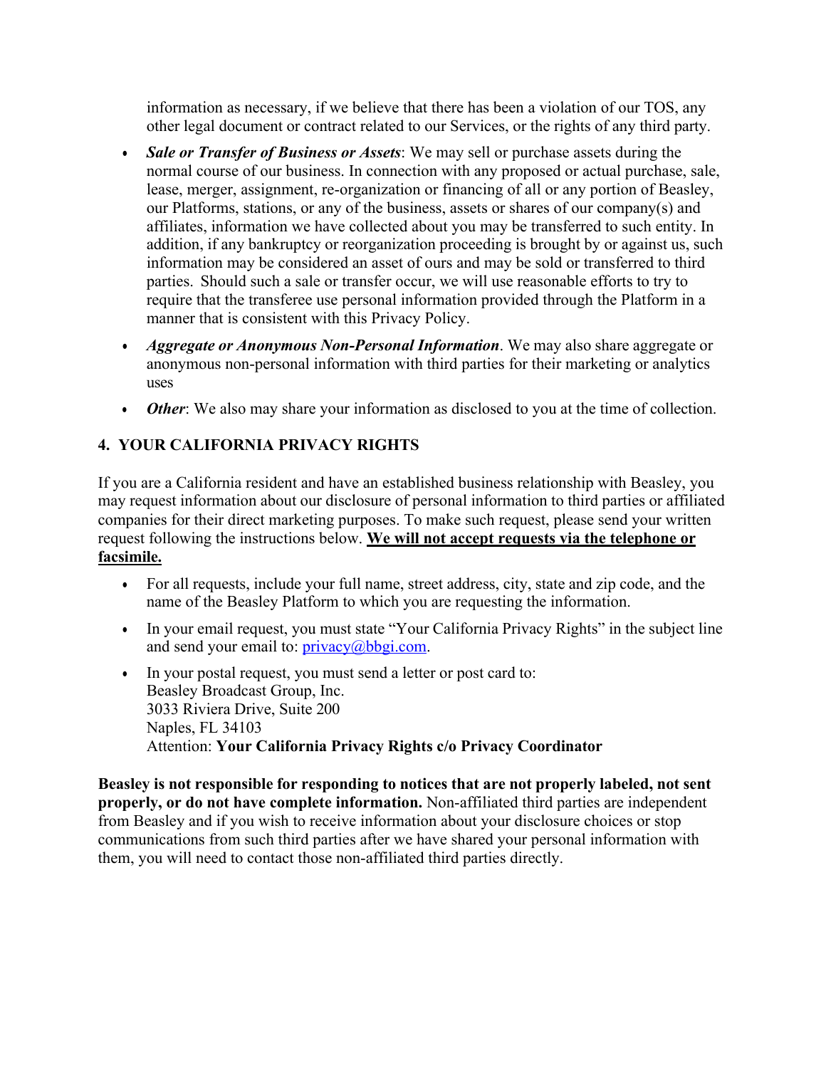information as necessary, if we believe that there has been a violation of our TOS, any other legal document or contract related to our Services, or the rights of any third party.

- ***Sale or Transfer of Business or Assets***: We may sell or purchase assets during the normal course of our business. In connection with any proposed or actual purchase, sale, lease, merger, assignment, re-organization or financing of all or any portion of Beasley, our Platforms, stations, or any of the business, assets or shares of our company(s) and affiliates, information we have collected about you may be transferred to such entity. In addition, if any bankruptcy or reorganization proceeding is brought by or against us, such information may be considered an asset of ours and may be sold or transferred to third parties. Should such a sale or transfer occur, we will use reasonable efforts to try to require that the transferee use personal information provided through the Platform in a manner that is consistent with this Privacy Policy.
- ***Aggregate or Anonymous Non-Personal Information***. We may also share aggregate or anonymous non-personal information with third parties for their marketing or analytics uses
- ***Other***: We also may share your information as disclosed to you at the time of collection.

## 4. YOUR CALIFORNIA PRIVACY RIGHTS

If you are a California resident and have an established business relationship with Beasley, you may request information about our disclosure of personal information to third parties or affiliated companies for their direct marketing purposes. To make such request, please send your written request following the instructions below. **<u>We will not accept requests via the telephone or facsimile.</u>**

- For all requests, include your full name, street address, city, state and zip code, and the name of the Beasley Platform to which you are requesting the information.
- In your email request, you must state "Your California Privacy Rights" in the subject line and send your email to: privacy@bbgi.com.
- In your postal request, you must send a letter or post card to:
  Beasley Broadcast Group, Inc.
  3033 Riviera Drive, Suite 200
  Naples, FL 34103
  Attention: **Your California Privacy Rights c/o Privacy Coordinator**

**Beasley is not responsible for responding to notices that are not properly labeled, not sent properly, or do not have complete information.** Non-affiliated third parties are independent from Beasley and if you wish to receive information about your disclosure choices or stop communications from such third parties after we have shared your personal information with them, you will need to contact those non-affiliated third parties directly.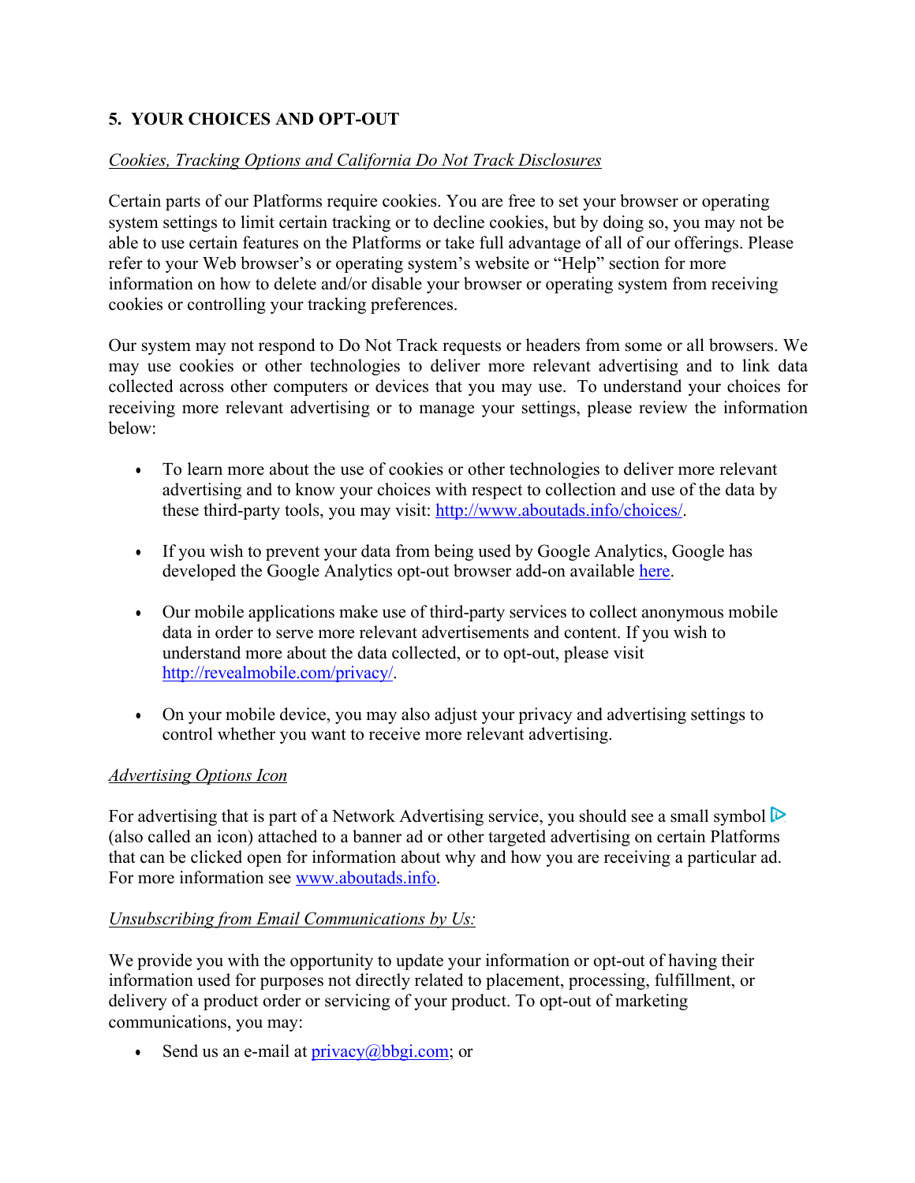## 5. YOUR CHOICES AND OPT-OUT

*Cookies, Tracking Options and California Do Not Track Disclosures*

Certain parts of our Platforms require cookies. You are free to set your browser or operating system settings to limit certain tracking or to decline cookies, but by doing so, you may not be able to use certain features on the Platforms or take full advantage of all of our offerings. Please refer to your Web browser's or operating system's website or "Help" section for more information on how to delete and/or disable your browser or operating system from receiving cookies or controlling your tracking preferences.

Our system may not respond to Do Not Track requests or headers from some or all browsers. We may use cookies or other technologies to deliver more relevant advertising and to link data collected across other computers or devices that you may use. To understand your choices for receiving more relevant advertising or to manage your settings, please review the information below:

- To learn more about the use of cookies or other technologies to deliver more relevant advertising and to know your choices with respect to collection and use of the data by these third-party tools, you may visit: http://www.aboutads.info/choices/.
- If you wish to prevent your data from being used by Google Analytics, Google has developed the Google Analytics opt-out browser add-on available here.
- Our mobile applications make use of third-party services to collect anonymous mobile data in order to serve more relevant advertisements and content. If you wish to understand more about the data collected, or to opt-out, please visit http://revealmobile.com/privacy/.
- On your mobile device, you may also adjust your privacy and advertising settings to control whether you want to receive more relevant advertising.

*Advertising Options Icon*

For advertising that is part of a Network Advertising service, you should see a small symbol (also called an icon) attached to a banner ad or other targeted advertising on certain Platforms that can be clicked open for information about why and how you are receiving a particular ad. For more information see www.aboutads.info.

*Unsubscribing from Email Communications by Us:*

We provide you with the opportunity to update your information or opt-out of having their information used for purposes not directly related to placement, processing, fulfillment, or delivery of a product order or servicing of your product. To opt-out of marketing communications, you may:

- Send us an e-mail at privacy@bbgi.com; or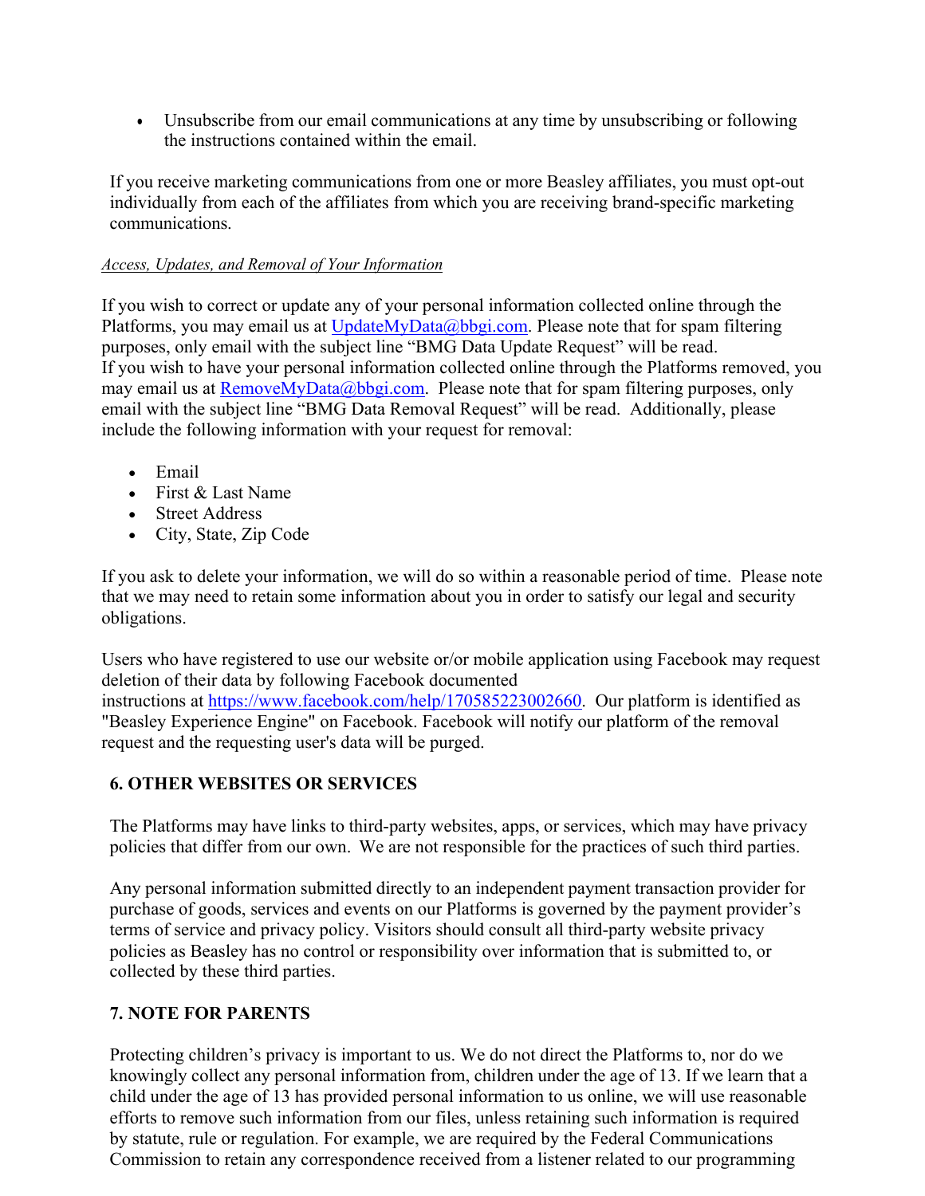- Unsubscribe from our email communications at any time by unsubscribing or following the instructions contained within the email.

If you receive marketing communications from one or more Beasley affiliates, you must opt-out individually from each of the affiliates from which you are receiving brand-specific marketing communications.

*Access, Updates, and Removal of Your Information*

If you wish to correct or update any of your personal information collected online through the Platforms, you may email us at UpdateMyData@bbgi.com. Please note that for spam filtering purposes, only email with the subject line "BMG Data Update Request" will be read.
If you wish to have your personal information collected online through the Platforms removed, you may email us at RemoveMyData@bbgi.com. Please note that for spam filtering purposes, only email with the subject line "BMG Data Removal Request" will be read. Additionally, please include the following information with your request for removal:

- Email
- First & Last Name
- Street Address
- City, State, Zip Code

If you ask to delete your information, we will do so within a reasonable period of time. Please note that we may need to retain some information about you in order to satisfy our legal and security obligations.

Users who have registered to use our website or/or mobile application using Facebook may request deletion of their data by following Facebook documented instructions at https://www.facebook.com/help/170585223002660. Our platform is identified as "Beasley Experience Engine" on Facebook. Facebook will notify our platform of the removal request and the requesting user's data will be purged.

## 6. OTHER WEBSITES OR SERVICES

The Platforms may have links to third-party websites, apps, or services, which may have privacy policies that differ from our own. We are not responsible for the practices of such third parties.

Any personal information submitted directly to an independent payment transaction provider for purchase of goods, services and events on our Platforms is governed by the payment provider's terms of service and privacy policy. Visitors should consult all third-party website privacy policies as Beasley has no control or responsibility over information that is submitted to, or collected by these third parties.

## 7. NOTE FOR PARENTS

Protecting children's privacy is important to us. We do not direct the Platforms to, nor do we knowingly collect any personal information from, children under the age of 13. If we learn that a child under the age of 13 has provided personal information to us online, we will use reasonable efforts to remove such information from our files, unless retaining such information is required by statute, rule or regulation. For example, we are required by the Federal Communications Commission to retain any correspondence received from a listener related to our programming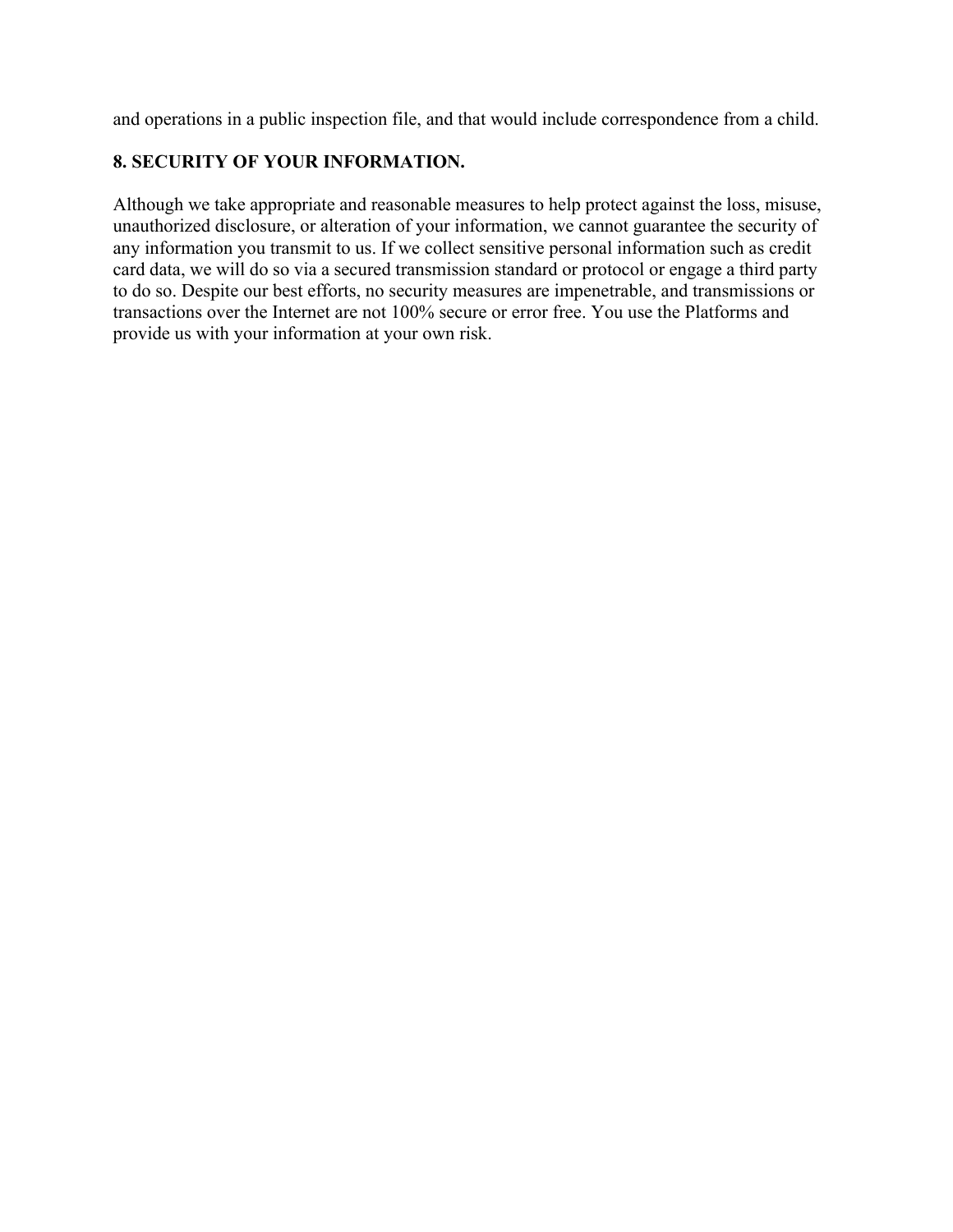and operations in a public inspection file, and that would include correspondence from a child.

## 8. SECURITY OF YOUR INFORMATION.

Although we take appropriate and reasonable measures to help protect against the loss, misuse, unauthorized disclosure, or alteration of your information, we cannot guarantee the security of any information you transmit to us. If we collect sensitive personal information such as credit card data, we will do so via a secured transmission standard or protocol or engage a third party to do so. Despite our best efforts, no security measures are impenetrable, and transmissions or transactions over the Internet are not 100% secure or error free. You use the Platforms and provide us with your information at your own risk.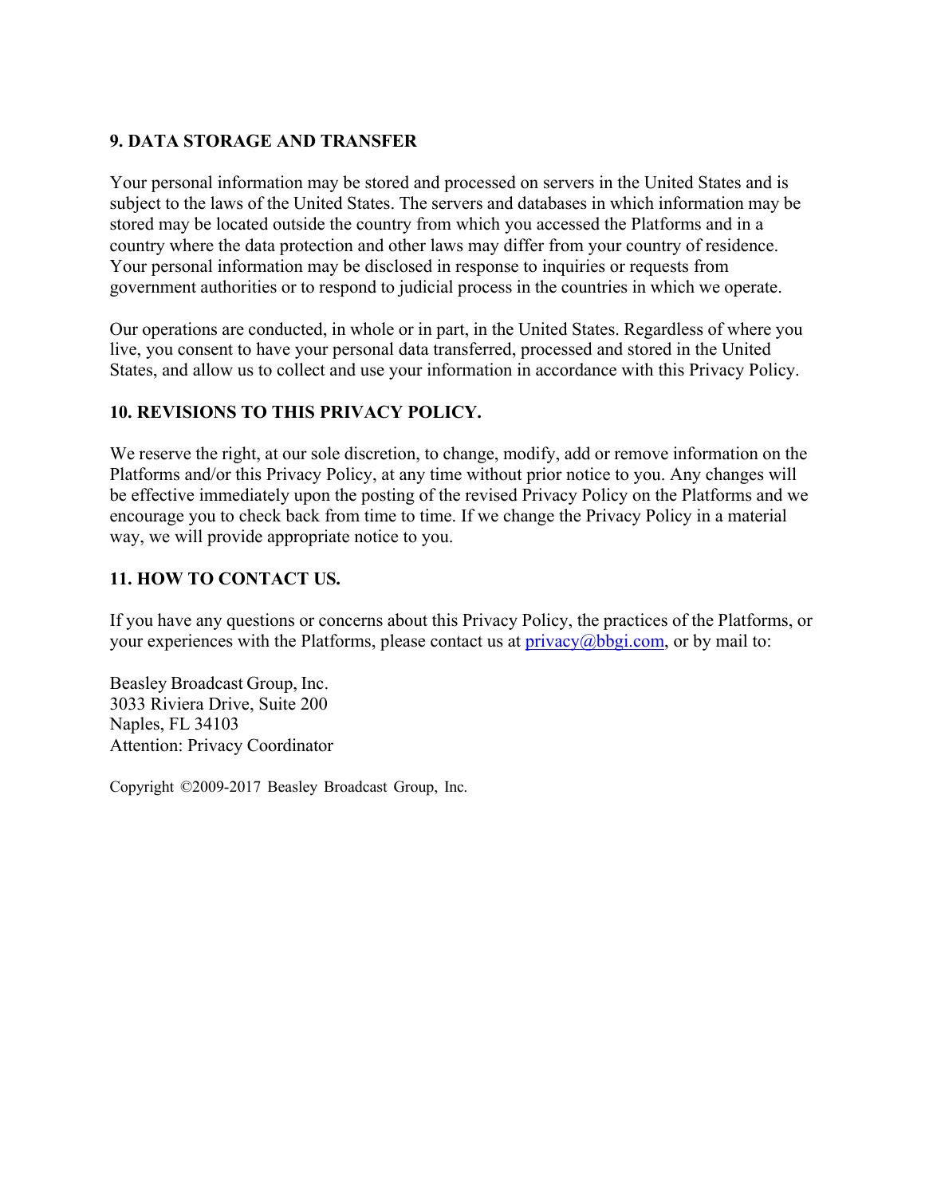## 9. DATA STORAGE AND TRANSFER

Your personal information may be stored and processed on servers in the United States and is subject to the laws of the United States. The servers and databases in which information may be stored may be located outside the country from which you accessed the Platforms and in a country where the data protection and other laws may differ from your country of residence. Your personal information may be disclosed in response to inquiries or requests from government authorities or to respond to judicial process in the countries in which we operate.

Our operations are conducted, in whole or in part, in the United States. Regardless of where you live, you consent to have your personal data transferred, processed and stored in the United States, and allow us to collect and use your information in accordance with this Privacy Policy.

## 10. REVISIONS TO THIS PRIVACY POLICY.

We reserve the right, at our sole discretion, to change, modify, add or remove information on the Platforms and/or this Privacy Policy, at any time without prior notice to you. Any changes will be effective immediately upon the posting of the revised Privacy Policy on the Platforms and we encourage you to check back from time to time. If we change the Privacy Policy in a material way, we will provide appropriate notice to you.

## 11. HOW TO CONTACT US.

If you have any questions or concerns about this Privacy Policy, the practices of the Platforms, or your experiences with the Platforms, please contact us at privacy@bbgi.com, or by mail to:

Beasley Broadcast Group, Inc.
3033 Riviera Drive, Suite 200
Naples, FL 34103
Attention: Privacy Coordinator

Copyright ©2009-2017 Beasley Broadcast Group, Inc.